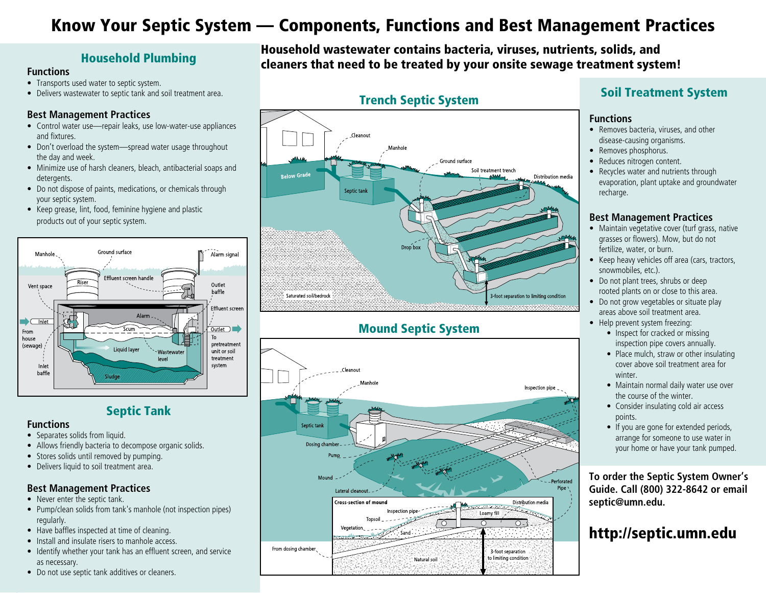# Know Your Septic System — Components, Functions and Best Management Practices

## Household Plumbing

### Functions

- Transports used water to septic system.
- Delivers wastewater to septic tank and soil treatment area.

### Best Management Practices

- Control water use—repair leaks, use low-water-use appliances and fixtures.
- Don't overload the system—spread water usage throughout the day and week.
- Minimize use of harsh cleaners, bleach, antibacterial soaps and detergents.
- Do not dispose of paints, medications, or chemicals through your septic system.
- Keep grease, lint, food, feminine hygiene and plastic products out of your septic system.

## Septic Tank

### Functions

- Separates solids from liquid.
- Allows friendly bacteria to decompose organic solids.
- Stores solids until removed by pumping.
- Delivers liquid to soil treatment area.

### Best Management Practices

- Never enter the septic tank.
- Pump/clean solids from tank's manhole (not inspection pipes) regularly.
- Have baffles inspected at time of cleaning.
- Install and insulate risers to manhole access.
- Identify whether your tank has an effluent screen, and service as necessary.
- Do not use septic tank additives or cleaners.

**Household wastewater contains bacteria, viruses, nutrients, solids, and cleaners that need to be treated by your onsite sewage treatment system!**

## Trench Septic System

## Mound Septic System

## Soil Treatment System

### Functions

- Removes bacteria, viruses, and other disease-causing organisms.
- Removes phosphorus.
- Reduces nitrogen content.
- Recycles water and nutrients through evaporation, plant uptake and groundwater recharge.

### Best Management Practices

- Maintain vegetative cover (turf grass, native grasses or flowers). Mow, but do not fertilize, water, or burn.
- Keep heavy vehicles off area (cars, tractors, snowmobiles, etc.).
- Do not plant trees, shrubs or deep rooted plants on or close to this area.
- Do not grow vegetables or situate play areas above soil treatment area.
- Help prevent system freezing:
  - Inspect for cracked or missing inspection pipe covers annually.
  - Place mulch, straw or other insulating cover above soil treatment area for winter.
  - Maintain normal daily water use over the course of the winter.
  - Consider insulating cold air access points.
  - If you are gone for extended periods, arrange for someone to use water in your home or have your tank pumped.

**To order the Septic System Owner's Guide. Call (800) 322-8642 or email septic@umn.edu.**

**http://septic.umn.edu**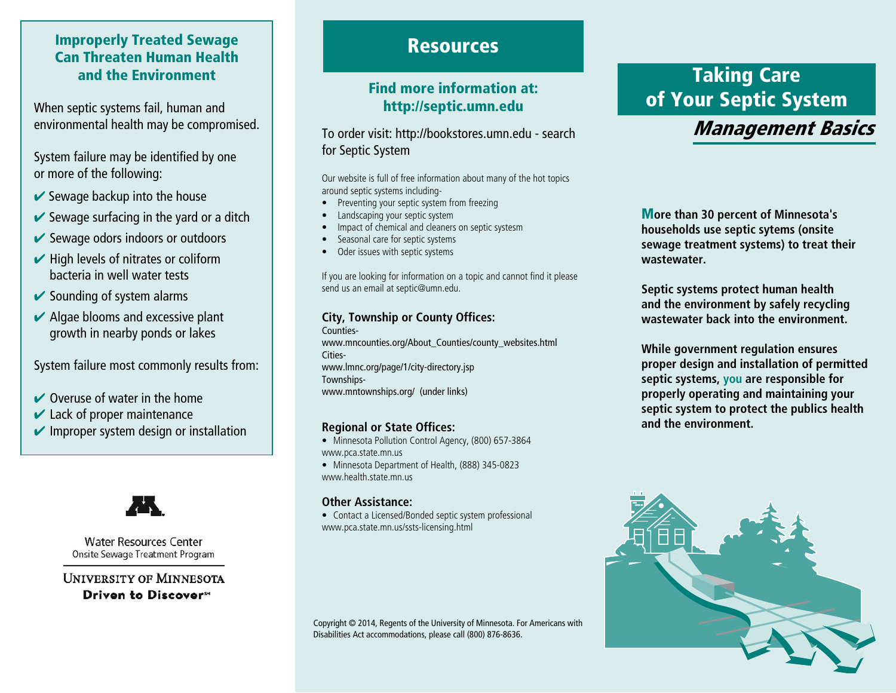## Improperly Treated Sewage Can Threaten Human Health and the Environment

When septic systems fail, human and environmental health may be compromised.

System failure may be identified by one or more of the following:

- ✔ Sewage backup into the house
- ✔ Sewage surfacing in the yard or a ditch
- ✔ Sewage odors indoors or outdoors
- ✔ High levels of nitrates or coliform bacteria in well water tests
- ✔ Sounding of system alarms
- ✔ Algae blooms and excessive plant growth in nearby ponds or lakes

System failure most commonly results from:

- ✔ Overuse of water in the home
- ✔ Lack of proper maintenance
- ✔ Improper system design or installation

Water Resources Center
Onsite Sewage Treatment Program

UNIVERSITY OF MINNESOTA
**Driven to Discover℠**

## Resources

### Find more information at: http://septic.umn.edu

To order visit: http://bookstores.umn.edu - search for Septic System

Our website is full of free information about many of the hot topics around septic systems including-

- Preventing your septic system from freezing
- Landscaping your septic system
- Impact of chemical and cleaners on septic sytesm
- Seasonal care for septic systems
- Oder issues with septic systems

If you are looking for information on a topic and cannot find it please send us an email at septic@umn.edu.

**City, Township or County Offices:**

Counties-
www.mncounties.org/About_Counties/county_websites.html
Cities-
www.lmnc.org/page/1/city-directory.jsp
Townships-
www.mntownships.org/ (under links)

**Regional or State Offices:**

- Minnesota Pollution Control Agency, (800) 657-3864
www.pca.state.mn.us
- Minnesota Department of Health, (888) 345-0823
www.health.state.mn.us

**Other Assistance:**

- Contact a Licensed/Bonded septic system professional
www.pca.state.mn.us/ssts-licensing.html

Copyright © 2014, Regents of the University of Minnesota. For Americans with Disabilities Act accommodations, please call (800) 876-8636.

# Taking Care of Your Septic System

## *Management Basics*

**More than 30 percent of Minnesota's households use septic sytems (onsite sewage treatment systems) to treat their wastewater.**

**Septic systems protect human health and the environment by safely recycling wastewater back into the environment.**

**While government regulation ensures proper design and installation of permitted septic systems, you are responsible for properly operating and maintaining your septic system to protect the publics health and the environment.**